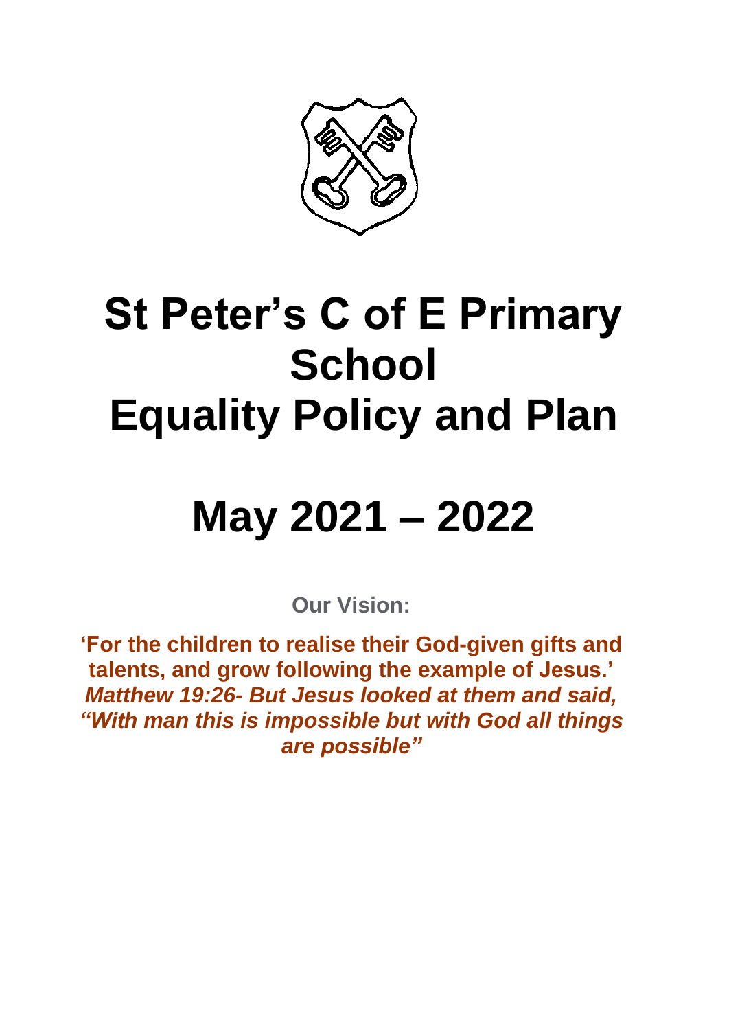# St Peter's C of E Primary School
# Equality Policy and Plan

# May 2021 – 2022

**Our Vision:**

**'For the children to realise their God-given gifts and talents, and grow following the example of Jesus.'**
***Matthew 19:26- But Jesus looked at them and said, "With man this is impossible but with God all things are possible"***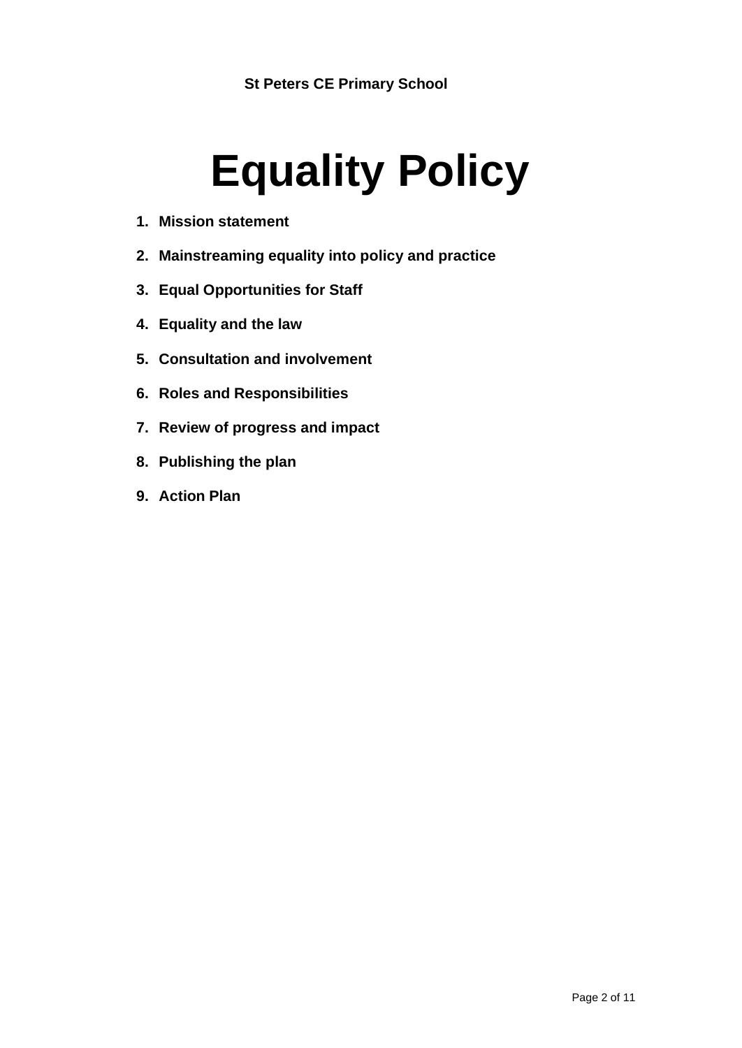**St Peters CE Primary School**

# Equality Policy

1. **Mission statement**
2. **Mainstreaming equality into policy and practice**
3. **Equal Opportunities for Staff**
4. **Equality and the law**
5. **Consultation and involvement**
6. **Roles and Responsibilities**
7. **Review of progress and impact**
8. **Publishing the plan**
9. **Action Plan**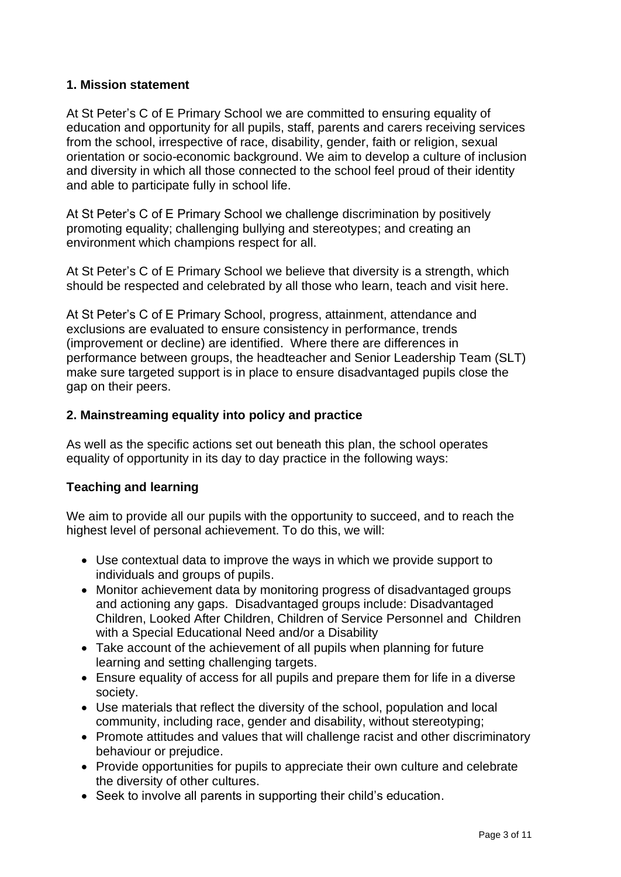## 1. Mission statement

At St Peter's C of E Primary School we are committed to ensuring equality of education and opportunity for all pupils, staff, parents and carers receiving services from the school, irrespective of race, disability, gender, faith or religion, sexual orientation or socio-economic background. We aim to develop a culture of inclusion and diversity in which all those connected to the school feel proud of their identity and able to participate fully in school life.

At St Peter's C of E Primary School we challenge discrimination by positively promoting equality; challenging bullying and stereotypes; and creating an environment which champions respect for all.

At St Peter's C of E Primary School we believe that diversity is a strength, which should be respected and celebrated by all those who learn, teach and visit here.

At St Peter's C of E Primary School, progress, attainment, attendance and exclusions are evaluated to ensure consistency in performance, trends (improvement or decline) are identified. Where there are differences in performance between groups, the headteacher and Senior Leadership Team (SLT) make sure targeted support is in place to ensure disadvantaged pupils close the gap on their peers.

## 2. Mainstreaming equality into policy and practice

As well as the specific actions set out beneath this plan, the school operates equality of opportunity in its day to day practice in the following ways:

### Teaching and learning

We aim to provide all our pupils with the opportunity to succeed, and to reach the highest level of personal achievement. To do this, we will:

- Use contextual data to improve the ways in which we provide support to individuals and groups of pupils.
- Monitor achievement data by monitoring progress of disadvantaged groups and actioning any gaps. Disadvantaged groups include: Disadvantaged Children, Looked After Children, Children of Service Personnel and Children with a Special Educational Need and/or a Disability
- Take account of the achievement of all pupils when planning for future learning and setting challenging targets.
- Ensure equality of access for all pupils and prepare them for life in a diverse society.
- Use materials that reflect the diversity of the school, population and local community, including race, gender and disability, without stereotyping;
- Promote attitudes and values that will challenge racist and other discriminatory behaviour or prejudice.
- Provide opportunities for pupils to appreciate their own culture and celebrate the diversity of other cultures.
- Seek to involve all parents in supporting their child's education.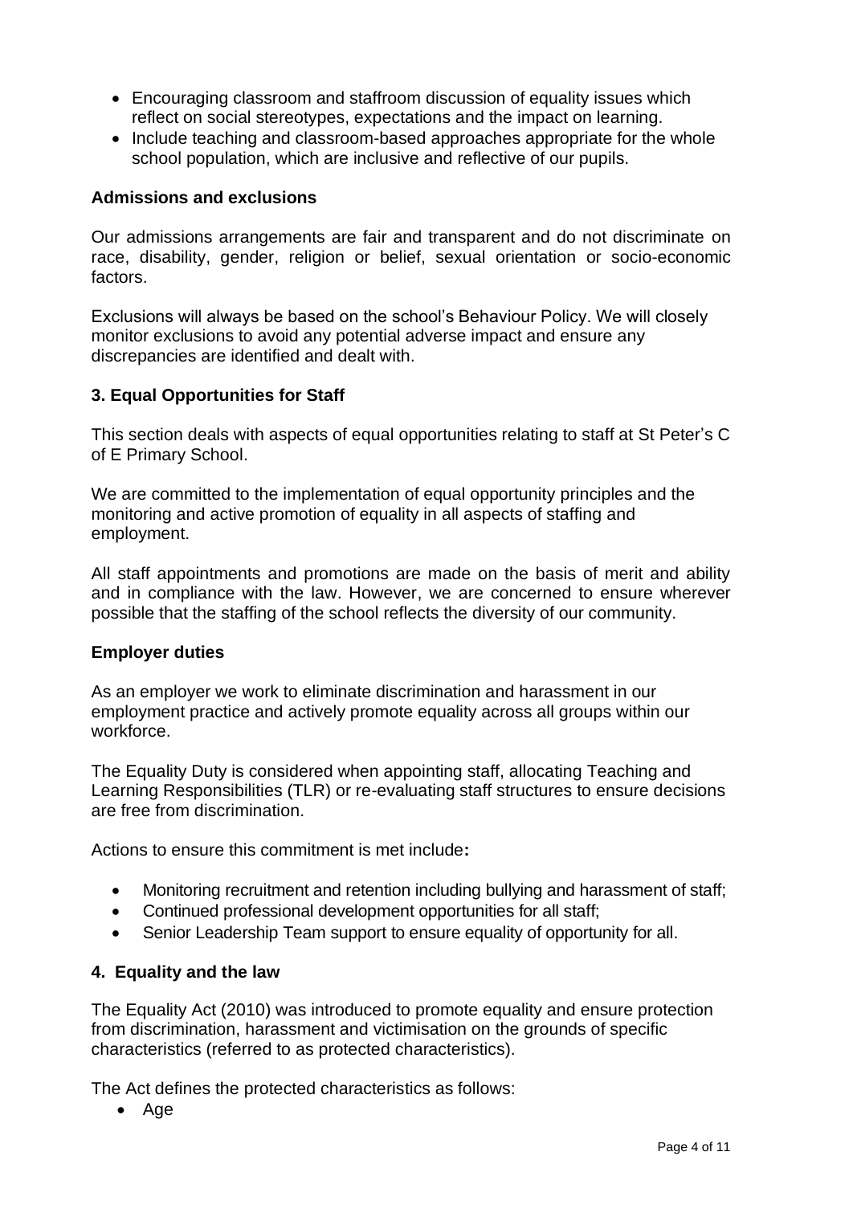- Encouraging classroom and staffroom discussion of equality issues which reflect on social stereotypes, expectations and the impact on learning.
- Include teaching and classroom-based approaches appropriate for the whole school population, which are inclusive and reflective of our pupils.

**Admissions and exclusions**

Our admissions arrangements are fair and transparent and do not discriminate on race, disability, gender, religion or belief, sexual orientation or socio-economic factors.

Exclusions will always be based on the school's Behaviour Policy. We will closely monitor exclusions to avoid any potential adverse impact and ensure any discrepancies are identified and dealt with.

## 3. Equal Opportunities for Staff

This section deals with aspects of equal opportunities relating to staff at St Peter's C of E Primary School.

We are committed to the implementation of equal opportunity principles and the monitoring and active promotion of equality in all aspects of staffing and employment.

All staff appointments and promotions are made on the basis of merit and ability and in compliance with the law. However, we are concerned to ensure wherever possible that the staffing of the school reflects the diversity of our community.

**Employer duties**

As an employer we work to eliminate discrimination and harassment in our employment practice and actively promote equality across all groups within our workforce.

The Equality Duty is considered when appointing staff, allocating Teaching and Learning Responsibilities (TLR) or re-evaluating staff structures to ensure decisions are free from discrimination.

Actions to ensure this commitment is met include**:**

- Monitoring recruitment and retention including bullying and harassment of staff;
- Continued professional development opportunities for all staff;
- Senior Leadership Team support to ensure equality of opportunity for all.

## 4. Equality and the law

The Equality Act (2010) was introduced to promote equality and ensure protection from discrimination, harassment and victimisation on the grounds of specific characteristics (referred to as protected characteristics).

The Act defines the protected characteristics as follows:

- Age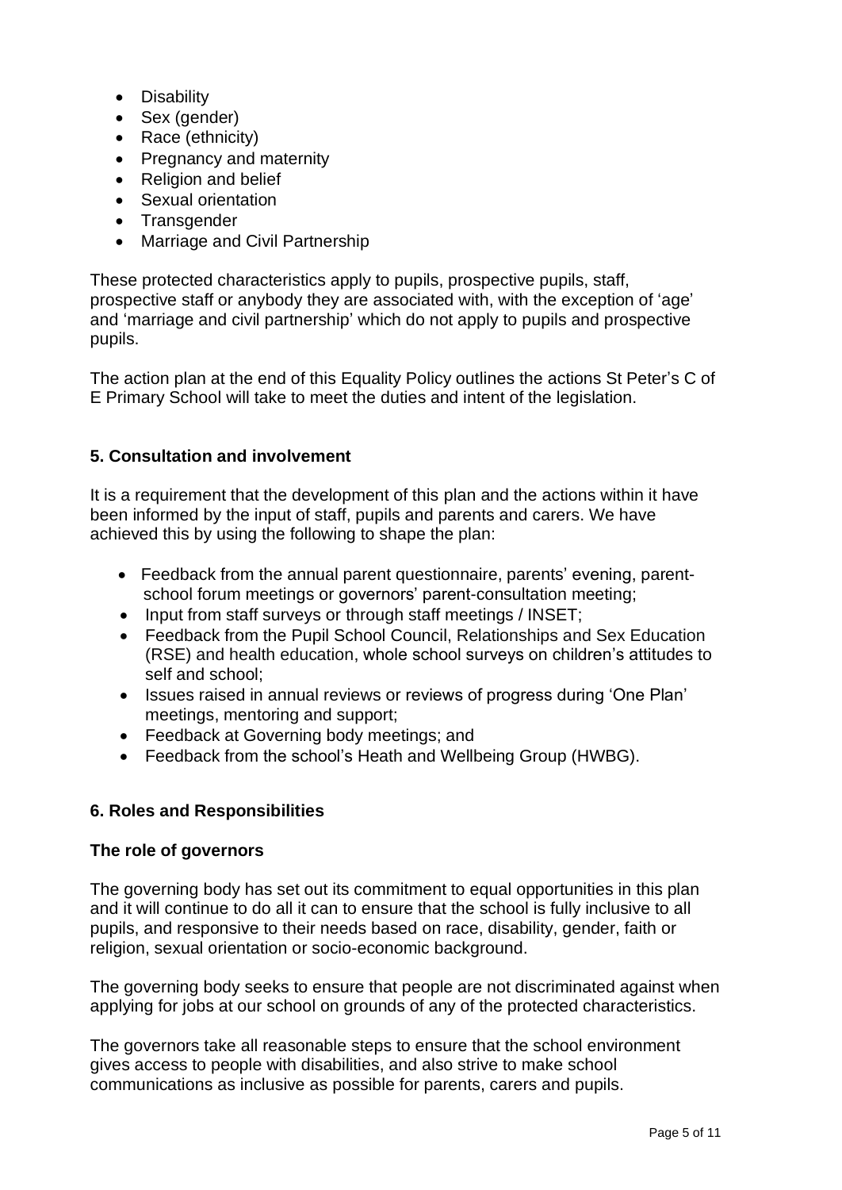- Disability
- Sex (gender)
- Race (ethnicity)
- Pregnancy and maternity
- Religion and belief
- Sexual orientation
- Transgender
- Marriage and Civil Partnership

These protected characteristics apply to pupils, prospective pupils, staff, prospective staff or anybody they are associated with, with the exception of 'age' and 'marriage and civil partnership' which do not apply to pupils and prospective pupils.

The action plan at the end of this Equality Policy outlines the actions St Peter's C of E Primary School will take to meet the duties and intent of the legislation.

## 5. Consultation and involvement

It is a requirement that the development of this plan and the actions within it have been informed by the input of staff, pupils and parents and carers. We have achieved this by using the following to shape the plan:

- Feedback from the annual parent questionnaire, parents' evening, parent-school forum meetings or governors' parent-consultation meeting;
- Input from staff surveys or through staff meetings / INSET;
- Feedback from the Pupil School Council, Relationships and Sex Education (RSE) and health education, whole school surveys on children's attitudes to self and school;
- Issues raised in annual reviews or reviews of progress during 'One Plan' meetings, mentoring and support;
- Feedback at Governing body meetings; and
- Feedback from the school's Heath and Wellbeing Group (HWBG).

## 6. Roles and Responsibilities

### The role of governors

The governing body has set out its commitment to equal opportunities in this plan and it will continue to do all it can to ensure that the school is fully inclusive to all pupils, and responsive to their needs based on race, disability, gender, faith or religion, sexual orientation or socio-economic background.

The governing body seeks to ensure that people are not discriminated against when applying for jobs at our school on grounds of any of the protected characteristics.

The governors take all reasonable steps to ensure that the school environment gives access to people with disabilities, and also strive to make school communications as inclusive as possible for parents, carers and pupils.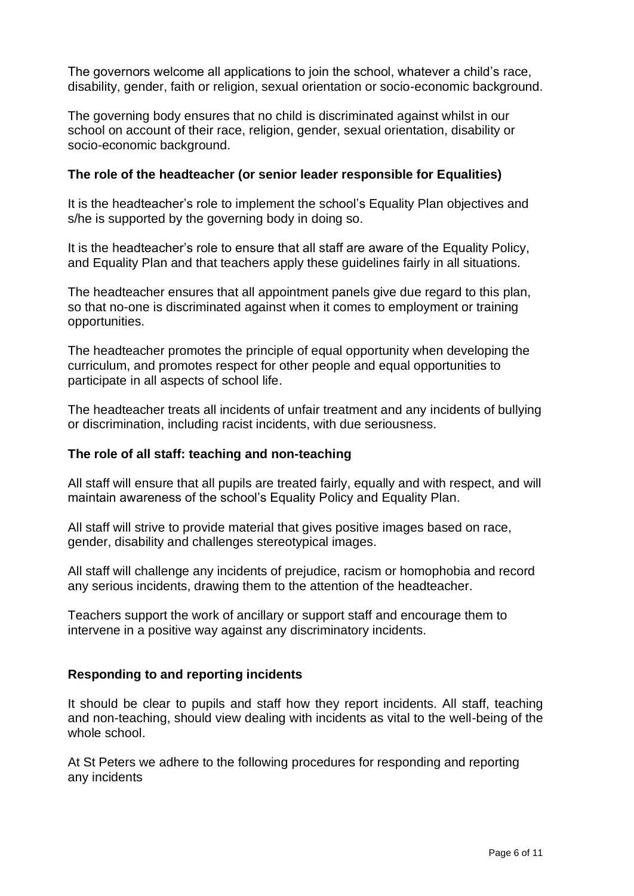The governors welcome all applications to join the school, whatever a child's race, disability, gender, faith or religion, sexual orientation or socio-economic background.

The governing body ensures that no child is discriminated against whilst in our school on account of their race, religion, gender, sexual orientation, disability or socio-economic background.

### The role of the headteacher (or senior leader responsible for Equalities)

It is the headteacher's role to implement the school's Equality Plan objectives and s/he is supported by the governing body in doing so.

It is the headteacher's role to ensure that all staff are aware of the Equality Policy, and Equality Plan and that teachers apply these guidelines fairly in all situations.

The headteacher ensures that all appointment panels give due regard to this plan, so that no-one is discriminated against when it comes to employment or training opportunities.

The headteacher promotes the principle of equal opportunity when developing the curriculum, and promotes respect for other people and equal opportunities to participate in all aspects of school life.

The headteacher treats all incidents of unfair treatment and any incidents of bullying or discrimination, including racist incidents, with due seriousness.

### The role of all staff: teaching and non-teaching

All staff will ensure that all pupils are treated fairly, equally and with respect, and will maintain awareness of the school's Equality Policy and Equality Plan.

All staff will strive to provide material that gives positive images based on race, gender, disability and challenges stereotypical images.

All staff will challenge any incidents of prejudice, racism or homophobia and record any serious incidents, drawing them to the attention of the headteacher.

Teachers support the work of ancillary or support staff and encourage them to intervene in a positive way against any discriminatory incidents.

### Responding to and reporting incidents

It should be clear to pupils and staff how they report incidents. All staff, teaching and non-teaching, should view dealing with incidents as vital to the well-being of the whole school.

At St Peters we adhere to the following procedures for responding and reporting any incidents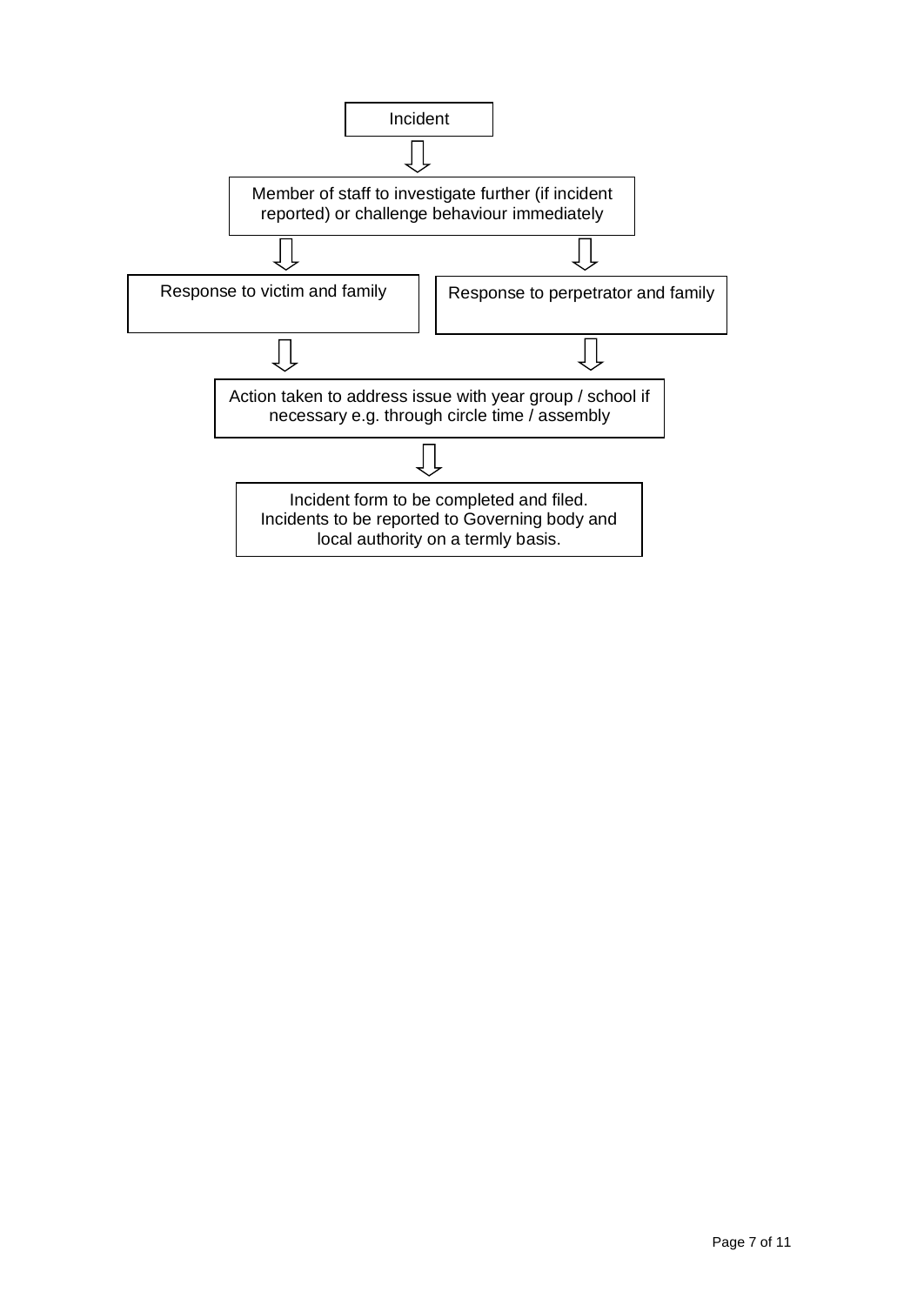Incident

⇩

Member of staff to investigate further (if incident reported) or challenge behaviour immediately

⇩ ⇩

| Response to victim and family | Response to perpetrator and family |
| --- | --- |

⇩ ⇩

Action taken to address issue with year group / school if necessary e.g. through circle time / assembly

⇩

Incident form to be completed and filed.
Incidents to be reported to Governing body and local authority on a termly basis.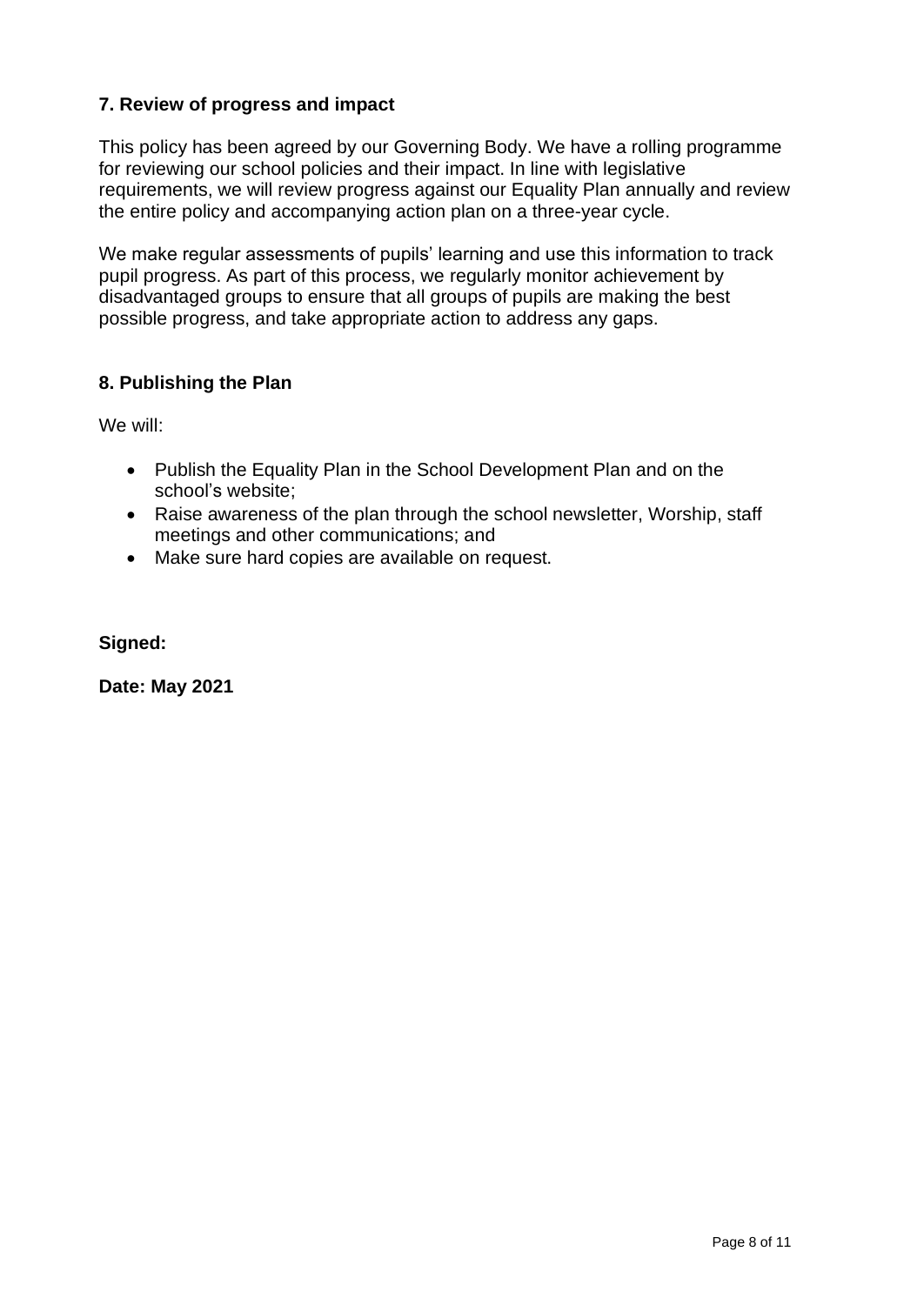## 7. Review of progress and impact

This policy has been agreed by our Governing Body. We have a rolling programme for reviewing our school policies and their impact. In line with legislative requirements, we will review progress against our Equality Plan annually and review the entire policy and accompanying action plan on a three-year cycle.

We make regular assessments of pupils' learning and use this information to track pupil progress. As part of this process, we regularly monitor achievement by disadvantaged groups to ensure that all groups of pupils are making the best possible progress, and take appropriate action to address any gaps.

## 8. Publishing the Plan

We will:

- Publish the Equality Plan in the School Development Plan and on the school's website;
- Raise awareness of the plan through the school newsletter, Worship, staff meetings and other communications; and
- Make sure hard copies are available on request.

**Signed:**

**Date: May 2021**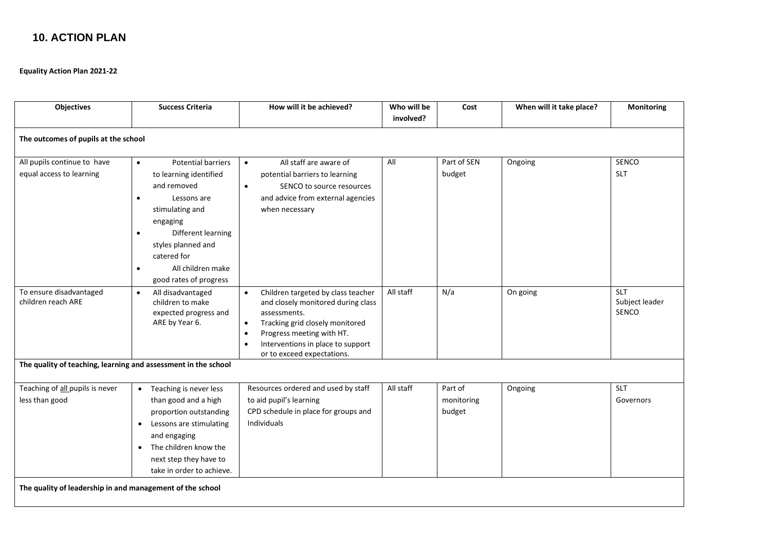## 10. ACTION PLAN

**Equality Action Plan 2021-22**

| Objectives | Success Criteria | How will it be achieved? | Who will be involved? | Cost | When will it take place? | Monitoring |
|---|---|---|---|---|---|---|
| **The outcomes of pupils at the school** | | | | | | |
| All pupils continue to have equal access to learning | • Potential barriers to learning identified and removed<br>• Lessons are stimulating and engaging<br>• Different learning styles planned and catered for<br>• All children make good rates of progress | • All staff are aware of potential barriers to learning<br>• SENCO to source resources and advice from external agencies when necessary | All | Part of SEN budget | Ongoing | SENCO<br>SLT |
| To ensure disadvantaged children reach ARE | • All disadvantaged children to make expected progress and ARE by Year 6. | • Children targeted by class teacher and closely monitored during class assessments.<br>• Tracking grid closely monitored<br>• Progress meeting with HT.<br>• Interventions in place to support or to exceed expectations. | All staff | N/a | On going | SLT<br>Subject leader<br>SENCO |
| **The quality of teaching, learning and assessment in the school** | | | | | | |
| Teaching of all pupils is never less than good | • Teaching is never less than good and a high proportion outstanding<br>• Lessons are stimulating and engaging<br>• The children know the next step they have to take in order to achieve. | Resources ordered and used by staff to aid pupil's learning<br>CPD schedule in place for groups and Individuals | All staff | Part of monitoring budget | Ongoing | SLT<br>Governors |
| **The quality of leadership in and management of the school** | | | | | | |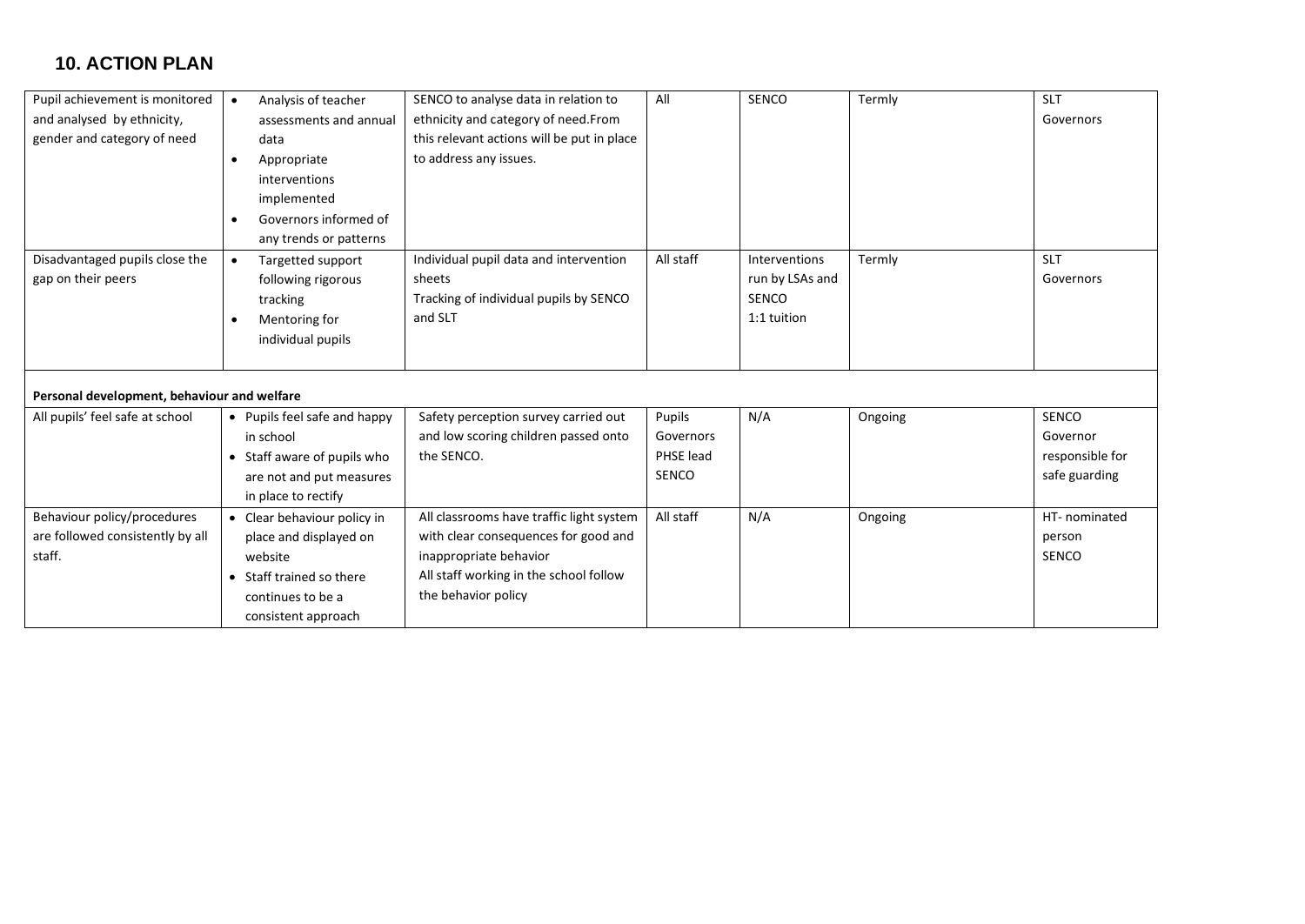## 10. ACTION PLAN

| | | | | | | |
|---|---|---|---|---|---|---|
| Pupil achievement is monitored and analysed by ethnicity, gender and category of need | • Analysis of teacher assessments and annual data<br>• Appropriate interventions implemented<br>• Governors informed of any trends or patterns | SENCO to analyse data in relation to ethnicity and category of need.From this relevant actions will be put in place to address any issues. | All | SENCO | Termly | SLT<br>Governors |
| Disadvantaged pupils close the gap on their peers | • Targetted support following rigorous tracking<br>• Mentoring for individual pupils | Individual pupil data and intervention sheets<br>Tracking of individual pupils by SENCO and SLT | All staff | Interventions run by LSAs and SENCO<br>1:1 tuition | Termly | SLT<br>Governors |
| **Personal development, behaviour and welfare** | | | | | | |
| All pupils' feel safe at school | • Pupils feel safe and happy in school<br>• Staff aware of pupils who are not and put measures in place to rectify | Safety perception survey carried out and low scoring children passed onto the SENCO. | Pupils<br>Governors<br>PHSE lead<br>SENCO | N/A | Ongoing | SENCO<br>Governor responsible for safe guarding |
| Behaviour policy/procedures are followed consistently by all staff. | • Clear behaviour policy in place and displayed on website<br>• Staff trained so there continues to be a consistent approach | All classrooms have traffic light system with clear consequences for good and inappropriate behavior<br>All staff working in the school follow the behavior policy | All staff | N/A | Ongoing | HT- nominated person<br>SENCO |